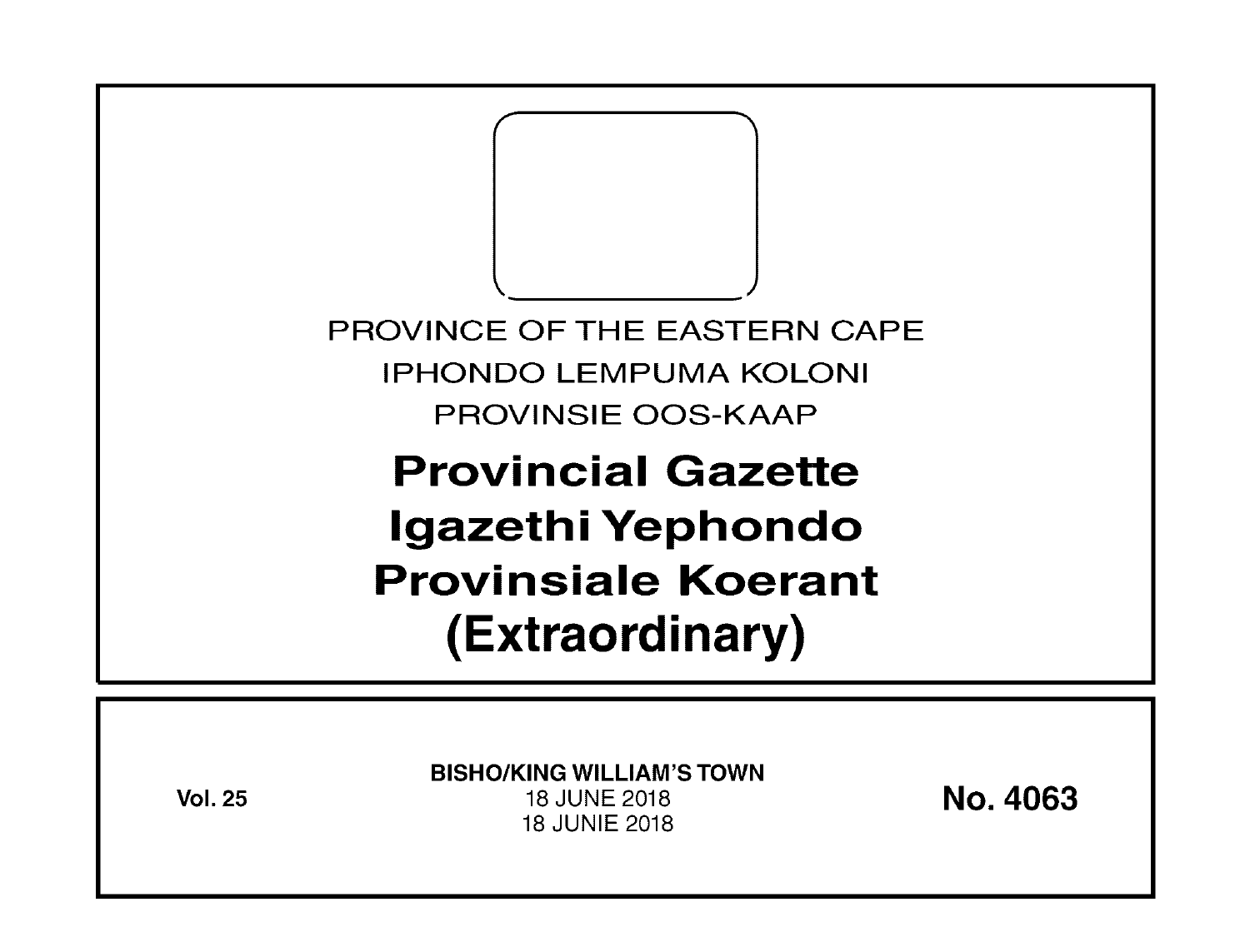PROVINCE OF THE EASTERN CAPE

IPHONDO LEMPUMA KOLONI

PROVINSIE OOS-KAAP

# Provincial Gazette
# Igazethi Yephondo
# Provinsiale Koerant
# (Extraordinary)

**Vol. 25**

**BISHO/KING WILLIAM'S TOWN**

18 JUNE 2018

18 JUNIE 2018

**No. 4063**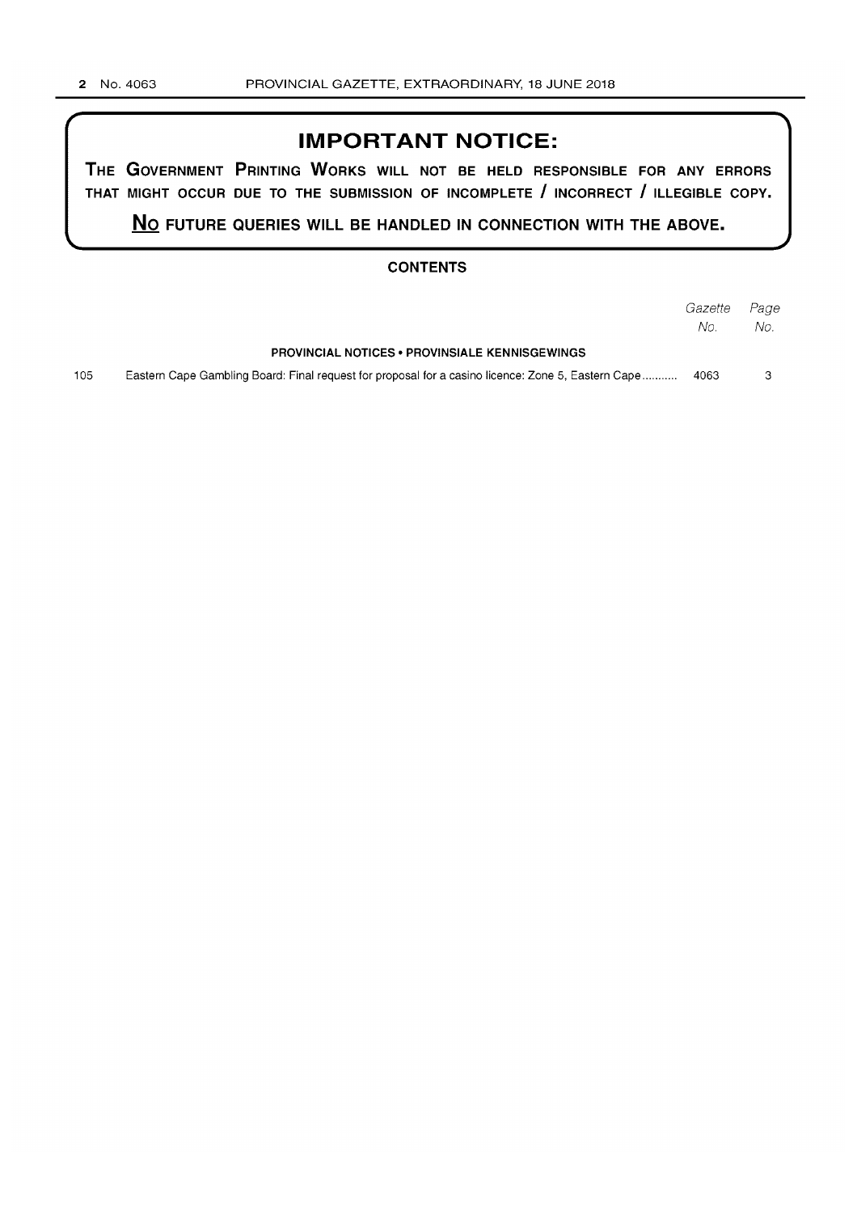# IMPORTANT NOTICE:

**THE GOVERNMENT PRINTING WORKS WILL NOT BE HELD RESPONSIBLE FOR ANY ERRORS THAT MIGHT OCCUR DUE TO THE SUBMISSION OF INCOMPLETE / INCORRECT / ILLEGIBLE COPY.**

**NO FUTURE QUERIES WILL BE HANDLED IN CONNECTION WITH THE ABOVE.**

## CONTENTS

| | | *Gazette No.* | *Page No.* |
|---|---|---|---|
| | **PROVINCIAL NOTICES • PROVINSIALE KENNISGEWINGS** | | |
| 105 | Eastern Cape Gambling Board: Final request for proposal for a casino licence: Zone 5, Eastern Cape........... | 4063 | 3 |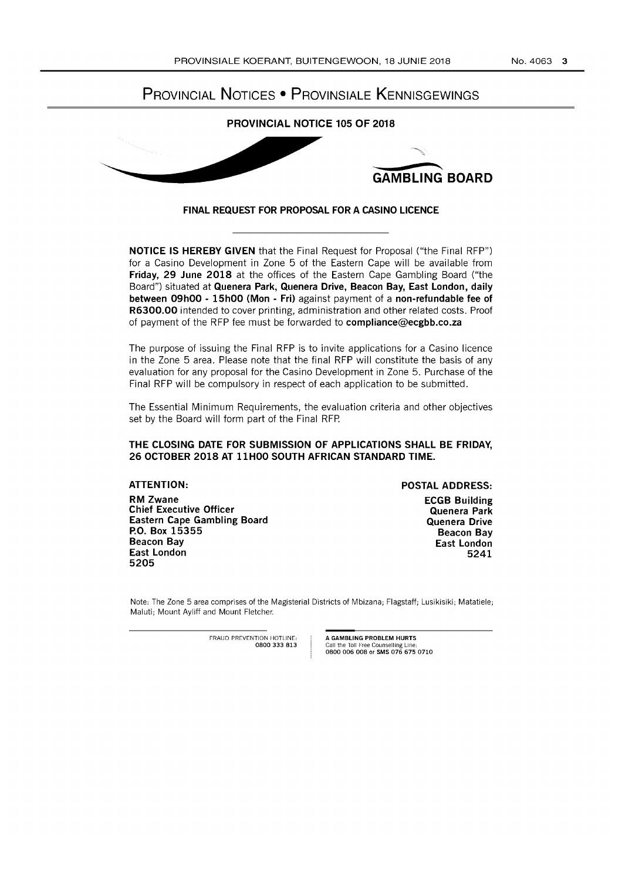# PROVINCIAL NOTICES • PROVINSIALE KENNISGEWINGS

## PROVINCIAL NOTICE 105 OF 2018

**GAMBLING BOARD**

### FINAL REQUEST FOR PROPOSAL FOR A CASINO LICENCE

**NOTICE IS HEREBY GIVEN** that the Final Request for Proposal ("the Final RFP") for a Casino Development in Zone 5 of the Eastern Cape will be available from **Friday, 29 June 2018** at the offices of the Eastern Cape Gambling Board ("the Board") situated at **Quenera Park, Quenera Drive, Beacon Bay, East London, daily between 09h00 - 15h00 (Mon - Fri)** against payment of a **non-refundable fee of R6300.00** intended to cover printing, administration and other related costs. Proof of payment of the RFP fee must be forwarded to **compliance@ecgbb.co.za**

The purpose of issuing the Final RFP is to invite applications for a Casino licence in the Zone 5 area. Please note that the final RFP will constitute the basis of any evaluation for any proposal for the Casino Development in Zone 5. Purchase of the Final RFP will be compulsory in respect of each application to be submitted.

The Essential Minimum Requirements, the evaluation criteria and other objectives set by the Board will form part of the Final RFP.

**THE CLOSING DATE FOR SUBMISSION OF APPLICATIONS SHALL BE FRIDAY, 26 OCTOBER 2018 AT 11H00 SOUTH AFRICAN STANDARD TIME.**

**ATTENTION:**

**RM Zwane**
**Chief Executive Officer**
**Eastern Cape Gambling Board**
**P.O. Box 15355**
**Beacon Bay**
**East London**
**5205**

**POSTAL ADDRESS:**

**ECGB Building**
**Quenera Park**
**Quenera Drive**
**Beacon Bay**
**East London**
**5241**

Note: The Zone 5 area comprises of the Magisterial Districts of Mbizana; Flagstaff; Lusikisiki; Matatiele; Maluti; Mount Ayliff and Mount Fletcher.

FRAUD PREVENTION HOTLINE: 0800 333 813

**A GAMBLING PROBLEM HURTS**
Call the Toll Free Counselling Line:
**0800 006 008** or **SMS 076 675 0710**